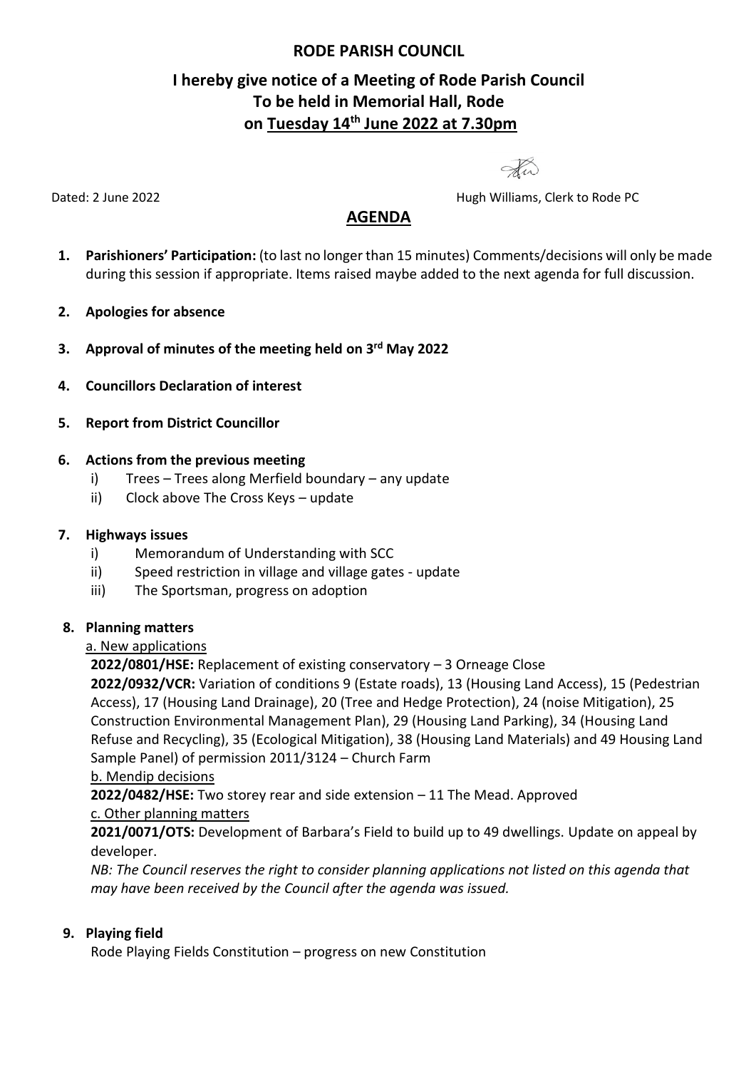# RODE PARISH COUNCIL

## I hereby give notice of a Meeting of Rode Parish Council To be held in Memorial Hall, Rode on Tuesday 14th June 2022 at 7.30pm

Dated: 2 June 2022

Hugh Williams, Clerk to Rode PC

## AGENDA

1. **Parishioners' Participation:** (to last no longer than 15 minutes) Comments/decisions will only be made during this session if appropriate. Items raised maybe added to the next agenda for full discussion.

2. **Apologies for absence**

3. **Approval of minutes of the meeting held on 3rd May 2022**

4. **Councillors Declaration of interest**

5. **Report from District Councillor**

6. **Actions from the previous meeting**
   - i) Trees – Trees along Merfield boundary – any update
   - ii) Clock above The Cross Keys – update

7. **Highways issues**
   - i) Memorandum of Understanding with SCC
   - ii) Speed restriction in village and village gates - update
   - iii) The Sportsman, progress on adoption

8. **Planning matters**

   a. New applications

   **2022/0801/HSE:** Replacement of existing conservatory – 3 Orneage Close

   **2022/0932/VCR:** Variation of conditions 9 (Estate roads), 13 (Housing Land Access), 15 (Pedestrian Access), 17 (Housing Land Drainage), 20 (Tree and Hedge Protection), 24 (noise Mitigation), 25 Construction Environmental Management Plan), 29 (Housing Land Parking), 34 (Housing Land Refuse and Recycling), 35 (Ecological Mitigation), 38 (Housing Land Materials) and 49 Housing Land Sample Panel) of permission 2011/3124 – Church Farm

   b. Mendip decisions

   **2022/0482/HSE:** Two storey rear and side extension – 11 The Mead. Approved

   c. Other planning matters

   **2021/0071/OTS:** Development of Barbara's Field to build up to 49 dwellings. Update on appeal by developer.

   *NB: The Council reserves the right to consider planning applications not listed on this agenda that may have been received by the Council after the agenda was issued.*

9. **Playing field**

   Rode Playing Fields Constitution – progress on new Constitution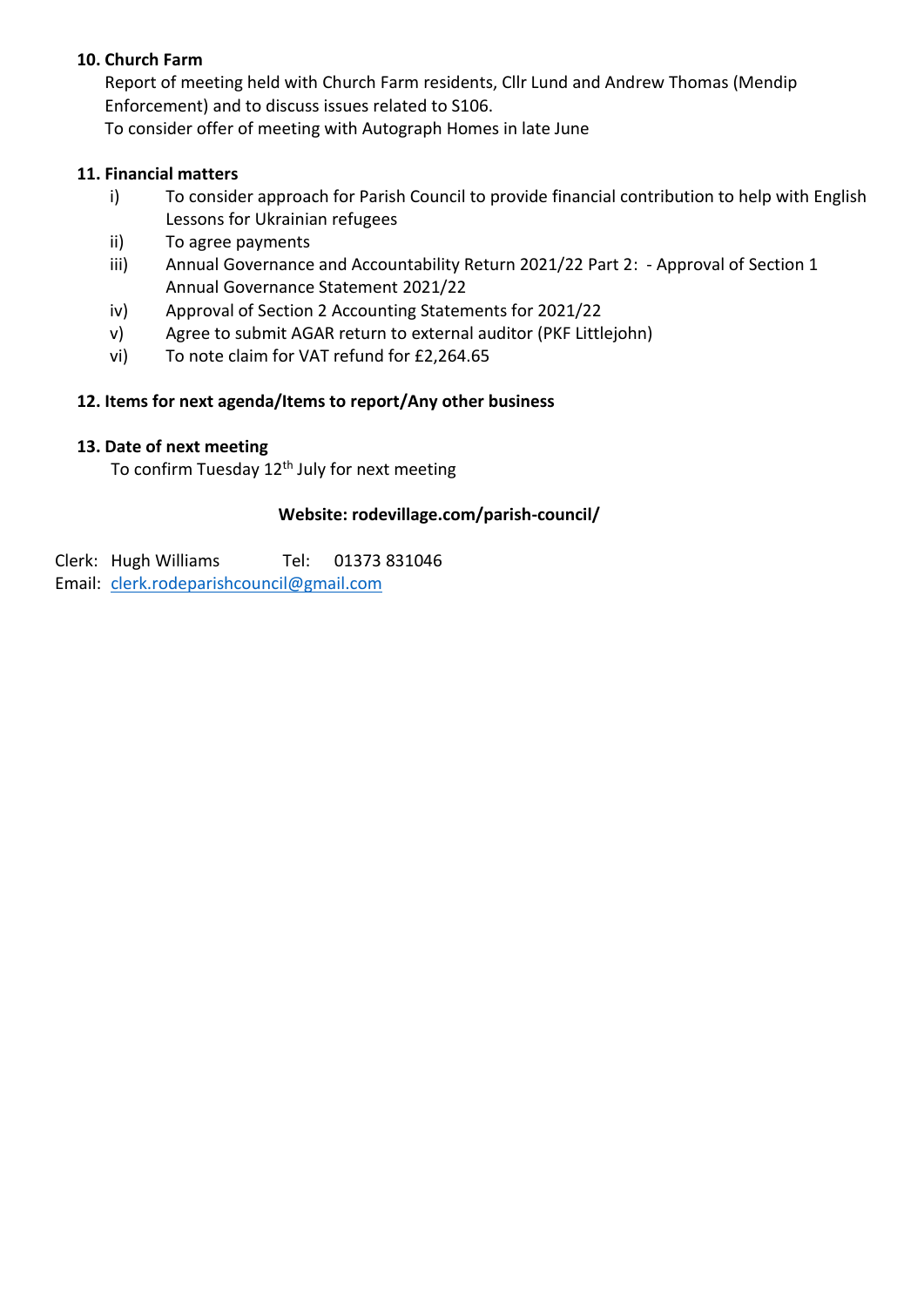**10. Church Farm**

Report of meeting held with Church Farm residents, Cllr Lund and Andrew Thomas (Mendip Enforcement) and to discuss issues related to S106.

To consider offer of meeting with Autograph Homes in late June

**11. Financial matters**

i) To consider approach for Parish Council to provide financial contribution to help with English Lessons for Ukrainian refugees

ii) To agree payments

iii) Annual Governance and Accountability Return 2021/22 Part 2: - Approval of Section 1 Annual Governance Statement 2021/22

iv) Approval of Section 2 Accounting Statements for 2021/22

v) Agree to submit AGAR return to external auditor (PKF Littlejohn)

vi) To note claim for VAT refund for £2,264.65

**12. Items for next agenda/Items to report/Any other business**

**13. Date of next meeting**

To confirm Tuesday 12th July for next meeting

**Website: rodevillage.com/parish-council/**

Clerk: Hugh Williams Tel: 01373 831046
Email: clerk.rodeparishcouncil@gmail.com